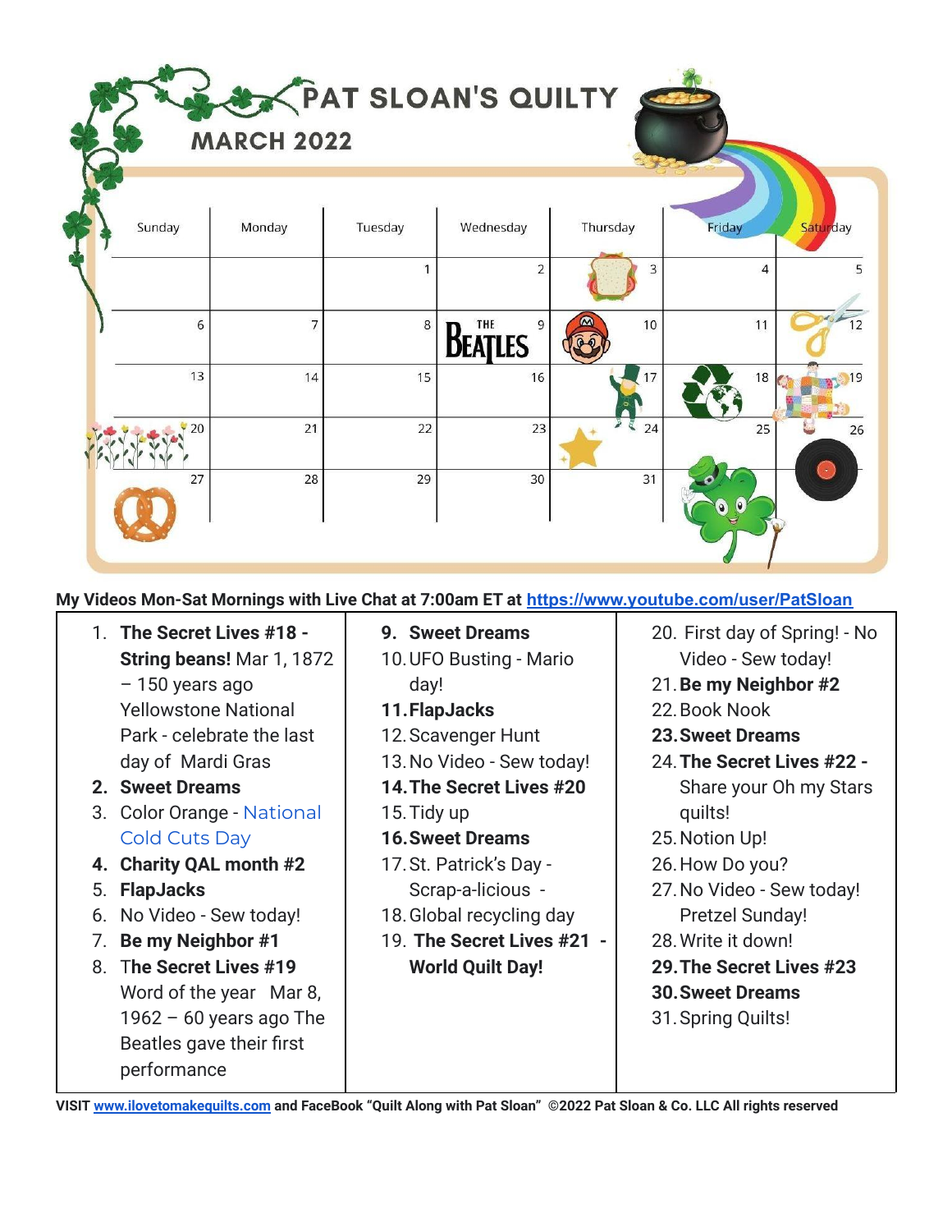# PAT SLOAN'S QUILTY

## MARCH 2022

| Sunday | Monday | Tuesday | Wednesday | Thursday | Friday | Saturday |
|---|---|---|---|---|---|---|
| | | 1 | 2 | 3 | 4 | 5 |
| 6 | 7 | 8 | 9 | 10 | 11 | 12 |
| 13 | 14 | 15 | 16 | 17 | 18 | 19 |
| 20 | 21 | 22 | 23 | 24 | 25 | 26 |
| 27 | 28 | 29 | 30 | 31 | | |

**My Videos Mon-Sat Mornings with Live Chat at 7:00am ET at https://www.youtube.com/user/PatSloan**

1. **The Secret Lives #18 - String beans!** Mar 1, 1872 – 150 years ago Yellowstone National Park - celebrate the last day of Mardi Gras
2. **Sweet Dreams**
3. Color Orange - National Cold Cuts Day
4. **Charity QAL month #2**
5. **FlapJacks**
6. No Video - Sew today!
7. **Be my Neighbor #1**
8. **The Secret Lives #19** Word of the year Mar 8, 1962 – 60 years ago The Beatles gave their first performance
9. **Sweet Dreams**
10. UFO Busting - Mario day!
11. **FlapJacks**
12. Scavenger Hunt
13. No Video - Sew today!
14. **The Secret Lives #20**
15. Tidy up
16. **Sweet Dreams**
17. St. Patrick's Day - Scrap-a-licious -
18. Global recycling day
19. **The Secret Lives #21 - World Quilt Day!**
20. First day of Spring! - No Video - Sew today!
21. **Be my Neighbor #2**
22. Book Nook
23. **Sweet Dreams**
24. **The Secret Lives #22 -** Share your Oh my Stars quilts!
25. Notion Up!
26. How Do you?
27. No Video - Sew today! Pretzel Sunday!
28. Write it down!
29. **The Secret Lives #23**
30. **Sweet Dreams**
31. Spring Quilts!

**VISIT www.ilovetomakequilts.com and FaceBook "Quilt Along with Pat Sloan" ©2022 Pat Sloan & Co. LLC All rights reserved**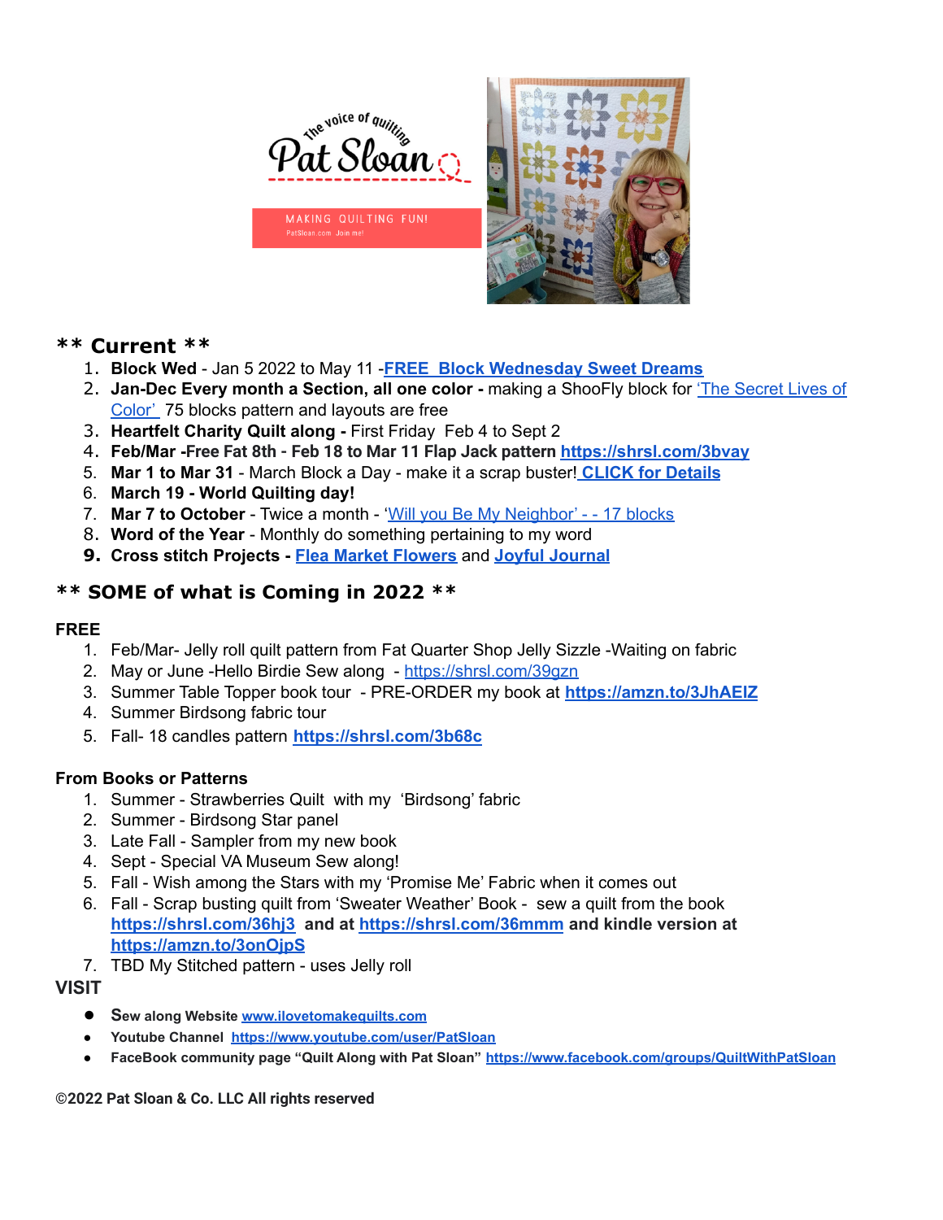** Current **

1. **Block Wed** - Jan 5 2022 to May 11 -**FREE Block Wednesday Sweet Dreams**
2. **Jan-Dec Every month a Section, all one color -** making a ShooFly block for 'The Secret Lives of Color' 75 blocks pattern and layouts are free
3. **Heartfelt Charity Quilt along -** First Friday Feb 4 to Sept 2
4. **Feb/Mar -Free Fat 8th - Feb 18 to Mar 11 Flap Jack pattern https://shrsl.com/3bvay**
5. **Mar 1 to Mar 31** - March Block a Day - make it a scrap buster! **CLICK for Details**
6. **March 19 - World Quilting day!**
7. **Mar 7 to October** - Twice a month - 'Will you Be My Neighbor' - - 17 blocks
8. **Word of the Year** - Monthly do something pertaining to my word
9. **Cross stitch Projects - Flea Market Flowers** and **Joyful Journal**

** SOME of what is Coming in 2022 **

**FREE**

1. Feb/Mar- Jelly roll quilt pattern from Fat Quarter Shop Jelly Sizzle -Waiting on fabric
2. May or June -Hello Birdie Sew along - https://shrsl.com/39gzn
3. Summer Table Topper book tour - PRE-ORDER my book at **https://amzn.to/3JhAElZ**
4. Summer Birdsong fabric tour
5. Fall- 18 candles pattern **https://shrsl.com/3b68c**

**From Books or Patterns**

1. Summer - Strawberries Quilt with my 'Birdsong' fabric
2. Summer - Birdsong Star panel
3. Late Fall - Sampler from my new book
4. Sept - Special VA Museum Sew along!
5. Fall - Wish among the Stars with my 'Promise Me' Fabric when it comes out
6. Fall - Scrap busting quilt from 'Sweater Weather' Book - sew a quilt from the book **https://shrsl.com/36hj3 and at https://shrsl.com/36mmm and kindle version at https://amzn.to/3onOjpS**
7. TBD My Stitched pattern - uses Jelly roll

**VISIT**

- **Sew along Website www.ilovetomakequilts.com**
- **Youtube Channel https://www.youtube.com/user/PatSloan**
- **FaceBook community page "Quilt Along with Pat Sloan" https://www.facebook.com/groups/QuiltWithPatSloan**

**©2022 Pat Sloan & Co. LLC All rights reserved**